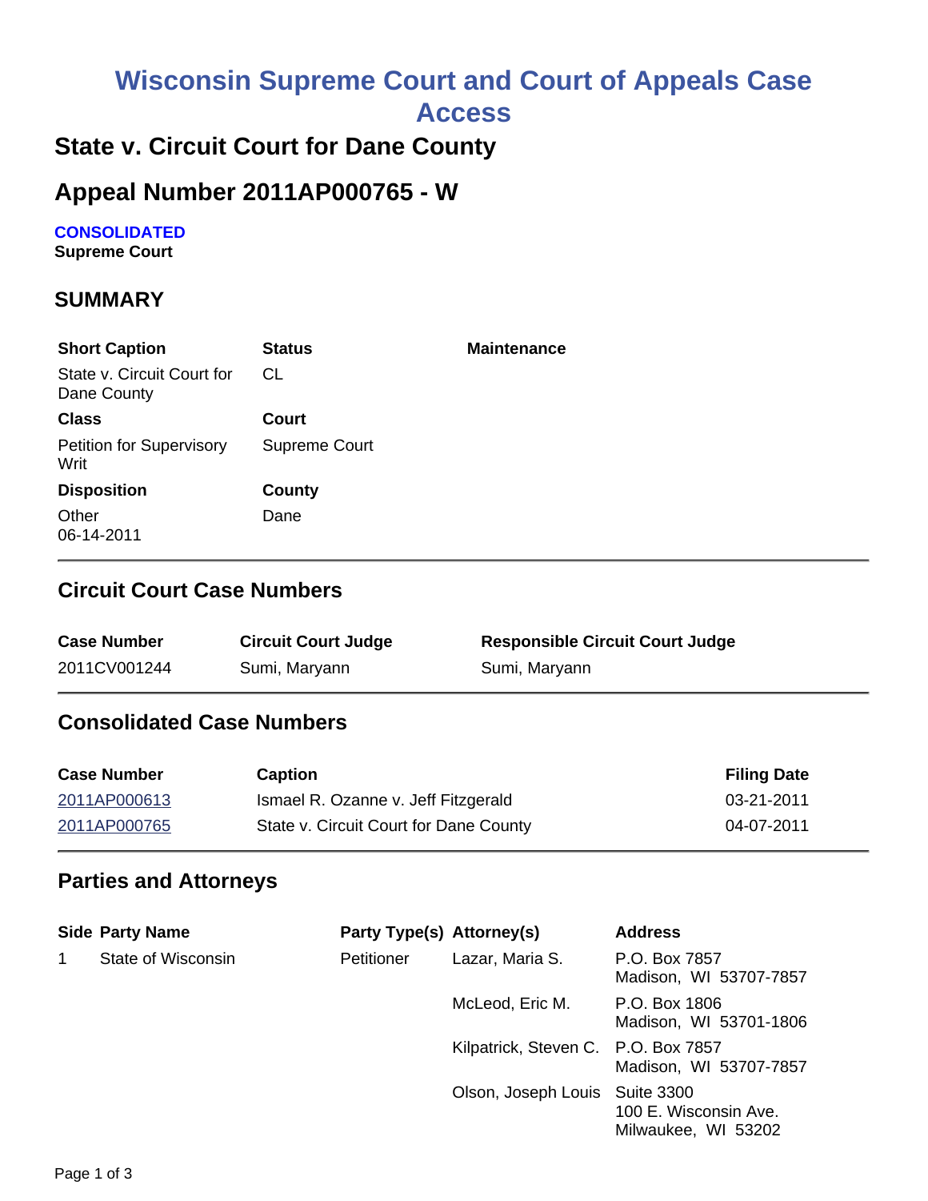# Wisconsin Supreme Court and Court of Appeals Case Access

## State v. Circuit Court for Dane County

## Appeal Number 2011AP000765 - W

**CONSOLIDATED**
**Supreme Court**

### SUMMARY

| Short Caption | Status | Maintenance |
|---|---|---|
| State v. Circuit Court for Dane County | CL | |
| **Class** | **Court** | |
| Petition for Supervisory Writ | Supreme Court | |
| **Disposition** | **County** | |
| Other 06-14-2011 | Dane | |

### Circuit Court Case Numbers

| Case Number | Circuit Court Judge | Responsible Circuit Court Judge |
|---|---|---|
| 2011CV001244 | Sumi, Maryann | Sumi, Maryann |

### Consolidated Case Numbers

| Case Number | Caption | Filing Date |
|---|---|---|
| 2011AP000613 | Ismael R. Ozanne v. Jeff Fitzgerald | 03-21-2011 |
| 2011AP000765 | State v. Circuit Court for Dane County | 04-07-2011 |

### Parties and Attorneys

| Side | Party Name | Party Type(s) | Attorney(s) | Address |
|---|---|---|---|---|
| 1 | State of Wisconsin | Petitioner | Lazar, Maria S. | P.O. Box 7857 Madison, WI 53707-7857 |
| | | | McLeod, Eric M. | P.O. Box 1806 Madison, WI 53701-1806 |
| | | | Kilpatrick, Steven C. | P.O. Box 7857 Madison, WI 53707-7857 |
| | | | Olson, Joseph Louis | Suite 3300 100 E. Wisconsin Ave. Milwaukee, WI 53202 |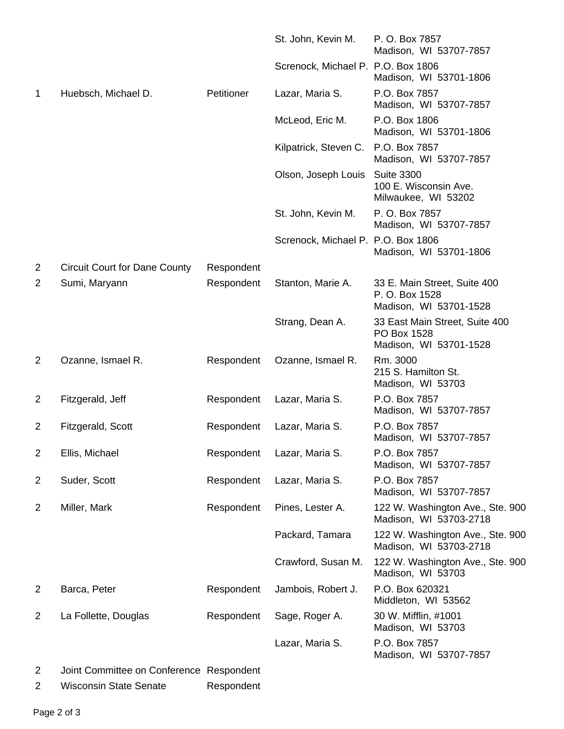| | | | | |
|---|---|---|---|---|
| | | | St. John, Kevin M. | P. O. Box 7857<br>Madison, WI 53707-7857 |
| | | | Screnock, Michael P. | P.O. Box 1806<br>Madison, WI 53701-1806 |
| 1 | Huebsch, Michael D. | Petitioner | Lazar, Maria S. | P.O. Box 7857<br>Madison, WI 53707-7857 |
| | | | McLeod, Eric M. | P.O. Box 1806<br>Madison, WI 53701-1806 |
| | | | Kilpatrick, Steven C. | P.O. Box 7857<br>Madison, WI 53707-7857 |
| | | | Olson, Joseph Louis | Suite 3300<br>100 E. Wisconsin Ave.<br>Milwaukee, WI 53202 |
| | | | St. John, Kevin M. | P. O. Box 7857<br>Madison, WI 53707-7857 |
| | | | Screnock, Michael P. | P.O. Box 1806<br>Madison, WI 53701-1806 |
| 2 | Circuit Court for Dane County | Respondent | | |
| 2 | Sumi, Maryann | Respondent | Stanton, Marie A. | 33 E. Main Street, Suite 400<br>P. O. Box 1528<br>Madison, WI 53701-1528 |
| | | | Strang, Dean A. | 33 East Main Street, Suite 400<br>PO Box 1528<br>Madison, WI 53701-1528 |
| 2 | Ozanne, Ismael R. | Respondent | Ozanne, Ismael R. | Rm. 3000<br>215 S. Hamilton St.<br>Madison, WI 53703 |
| 2 | Fitzgerald, Jeff | Respondent | Lazar, Maria S. | P.O. Box 7857<br>Madison, WI 53707-7857 |
| 2 | Fitzgerald, Scott | Respondent | Lazar, Maria S. | P.O. Box 7857<br>Madison, WI 53707-7857 |
| 2 | Ellis, Michael | Respondent | Lazar, Maria S. | P.O. Box 7857<br>Madison, WI 53707-7857 |
| 2 | Suder, Scott | Respondent | Lazar, Maria S. | P.O. Box 7857<br>Madison, WI 53707-7857 |
| 2 | Miller, Mark | Respondent | Pines, Lester A. | 122 W. Washington Ave., Ste. 900<br>Madison, WI 53703-2718 |
| | | | Packard, Tamara | 122 W. Washington Ave., Ste. 900<br>Madison, WI 53703-2718 |
| | | | Crawford, Susan M. | 122 W. Washington Ave., Ste. 900<br>Madison, WI 53703 |
| 2 | Barca, Peter | Respondent | Jambois, Robert J. | P.O. Box 620321<br>Middleton, WI 53562 |
| 2 | La Follette, Douglas | Respondent | Sage, Roger A. | 30 W. Mifflin, #1001<br>Madison, WI 53703 |
| | | | Lazar, Maria S. | P.O. Box 7857<br>Madison, WI 53707-7857 |
| 2 | Joint Committee on Conference | Respondent | | |
| 2 | Wisconsin State Senate | Respondent | | |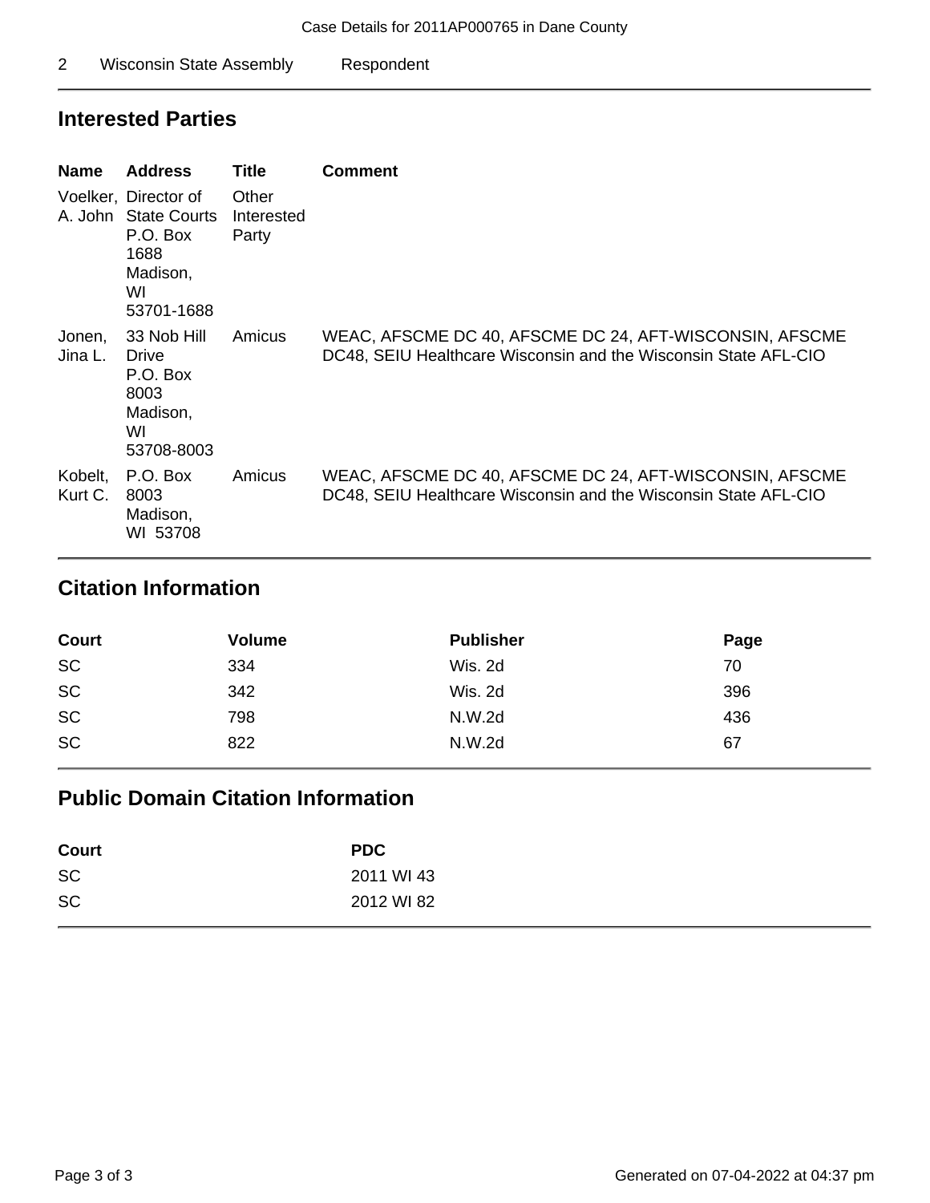| | | |
|---|---|---|
| 2 | Wisconsin State Assembly | Respondent |

## Interested Parties

| Name | Address | Title | Comment |
|---|---|---|---|
| Voelker, A. John | Director of State Courts P.O. Box 1688 Madison, WI 53701-1688 | Other Interested Party | |
| Jonen, Jina L. | 33 Nob Hill Drive P.O. Box 8003 Madison, WI 53708-8003 | Amicus | WEAC, AFSCME DC 40, AFSCME DC 24, AFT-WISCONSIN, AFSCME DC48, SEIU Healthcare Wisconsin and the Wisconsin State AFL-CIO |
| Kobelt, Kurt C. | P.O. Box 8003 Madison, WI 53708 | Amicus | WEAC, AFSCME DC 40, AFSCME DC 24, AFT-WISCONSIN, AFSCME DC48, SEIU Healthcare Wisconsin and the Wisconsin State AFL-CIO |

## Citation Information

| Court | Volume | Publisher | Page |
|---|---|---|---|
| SC | 334 | Wis. 2d | 70 |
| SC | 342 | Wis. 2d | 396 |
| SC | 798 | N.W.2d | 436 |
| SC | 822 | N.W.2d | 67 |

## Public Domain Citation Information

| Court | PDC |
|---|---|
| SC | 2011 WI 43 |
| SC | 2012 WI 82 |